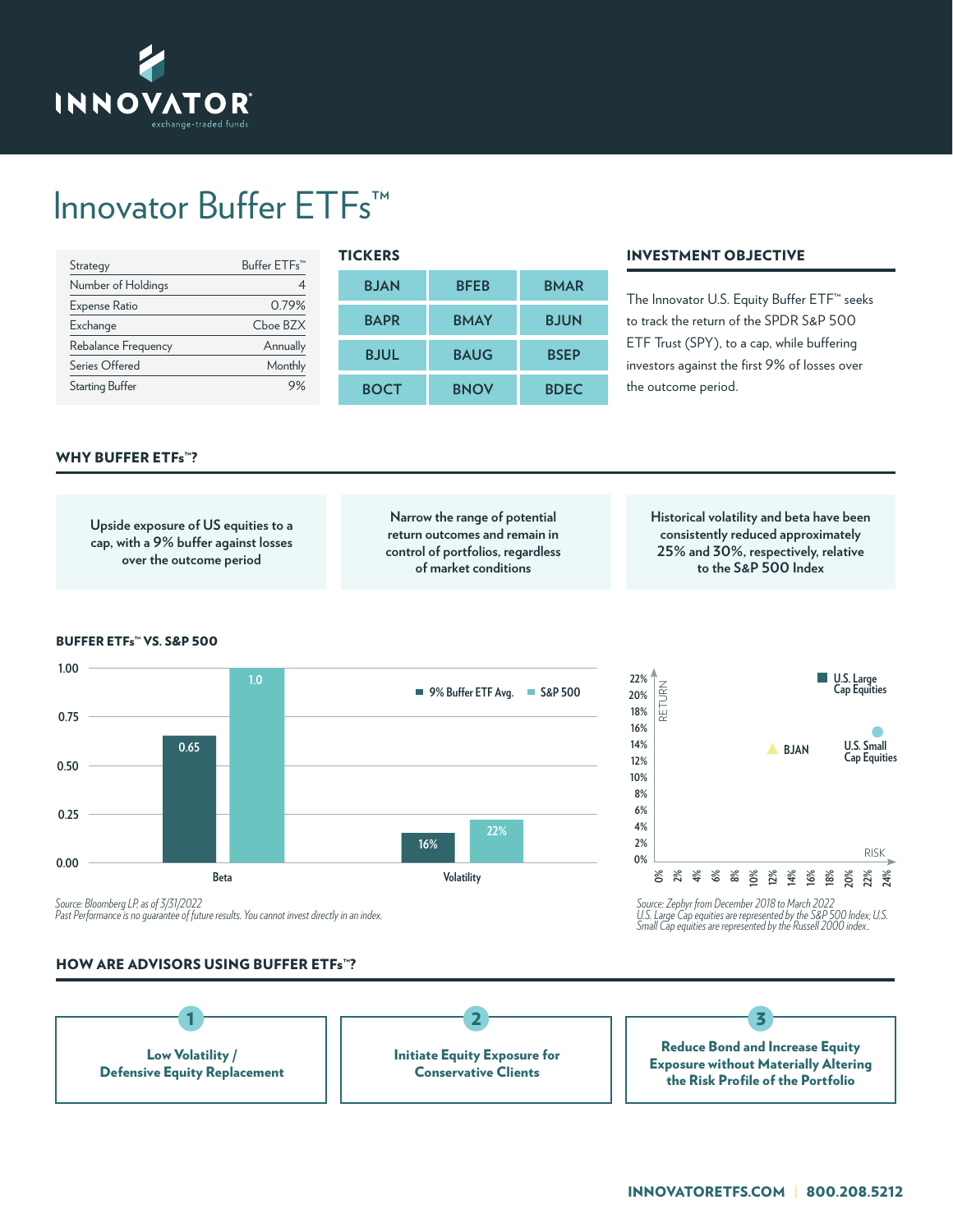# Innovator Buffer ETFs™

| Strategy | Buffer ETFs™ |
|---|---|
| Number of Holdings | 4 |
| Expense Ratio | 0.79% |
| Exchange | Cboe BZX |
| Rebalance Frequency | Annually |
| Series Offered | Monthly |
| Starting Buffer | 9% |

## TICKERS

| | | |
|---|---|---|
| BJAN | BFEB | BMAR |
| BAPR | BMAY | BJUN |
| BJUL | BAUG | BSEP |
| BOCT | BNOV | BDEC |

## INVESTMENT OBJECTIVE

The Innovator U.S. Equity Buffer ETF™ seeks to track the return of the SPDR S&P 500 ETF Trust (SPY), to a cap, while buffering investors against the first 9% of losses over the outcome period.

## WHY BUFFER ETFs™?

- Upside exposure of US equities to a cap, with a 9% buffer against losses over the outcome period
- Narrow the range of potential return outcomes and remain in control of portfolios, regardless of market conditions
- Historical volatility and beta have been consistently reduced approximately 25% and 30%, respectively, relative to the S&P 500 Index

## BUFFER ETFs™ VS. S&P 500

| | 9% Buffer ETF Avg. | S&P 500 |
|---|---|---|
| Beta | 0.65 | 1.0 |
| Volatility | 16% | 22% |

*Source: Bloomberg LP, as of 3/31/2022*
*Past Performance is no guarantee of future results. You cannot invest directly in an index.*

Return vs. Risk chart: BJAN, U.S. Large Cap Equities, U.S. Small Cap Equities (Return axis 0%–22%; Risk axis 0%–24%)

*Source: Zephyr from December 2018 to March 2022*
*U.S. Large Cap equities are represented by the S&P 500 Index; U.S. Small Cap equities are represented by the Russell 2000 index.*

## HOW ARE ADVISORS USING BUFFER ETFs™?

1. **Low Volatility / Defensive Equity Replacement**
2. **Initiate Equity Exposure for Conservative Clients**
3. **Reduce Bond and Increase Equity Exposure without Materially Altering the Risk Profile of the Portfolio**

**INNOVATORETFS.COM | 800.208.5212**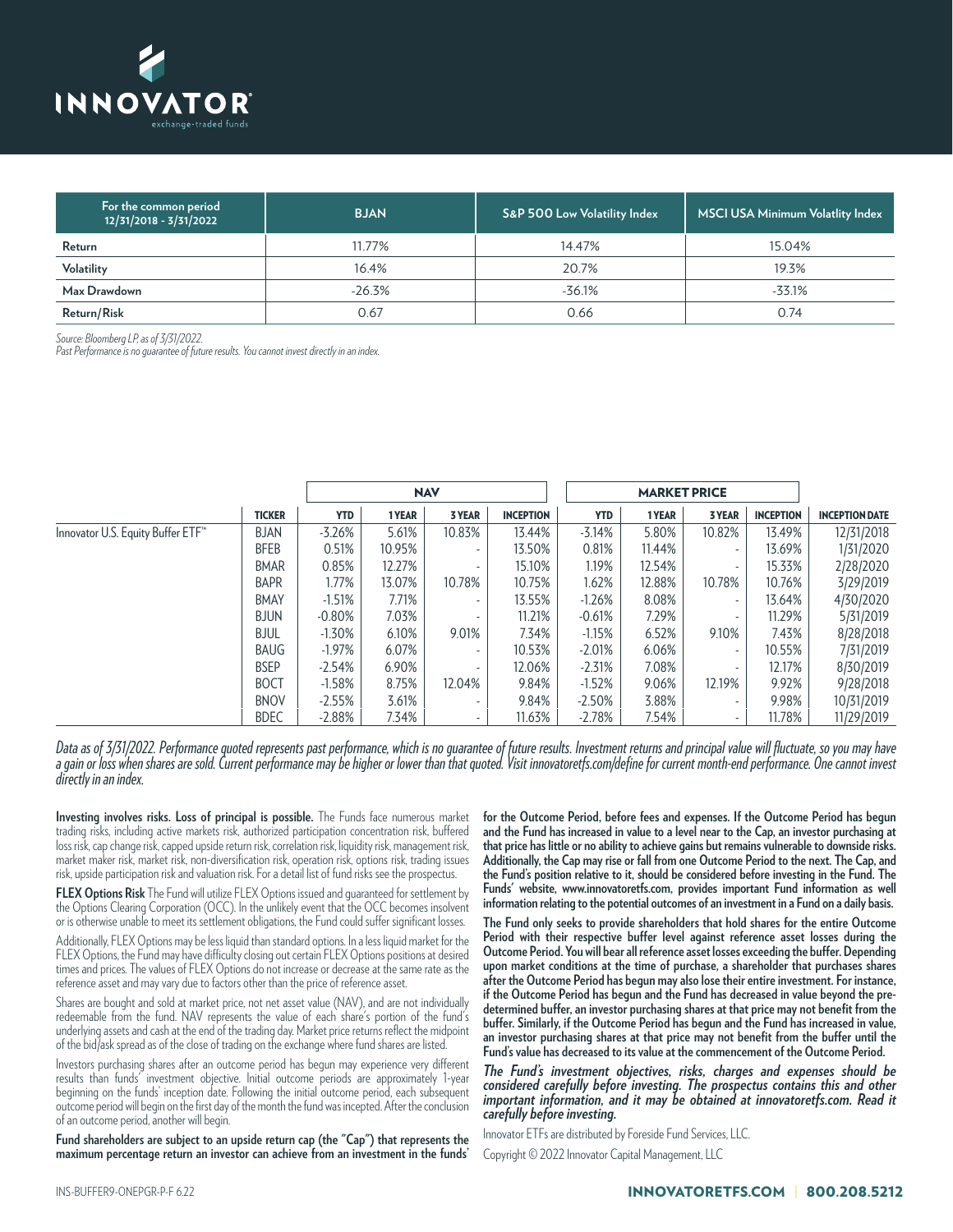| For the common period 12/31/2018 - 3/31/2022 | BJAN | S&P 500 Low Volatility Index | MSCI USA Minimum Volatlity Index |
|---|---|---|---|
| Return | 11.77% | 14.47% | 15.04% |
| Volatility | 16.4% | 20.7% | 19.3% |
| Max Drawdown | -26.3% | -36.1% | -33.1% |
| Return/Risk | 0.67 | 0.66 | 0.74 |

*Source: Bloomberg L.P. as of 3/31/2022.*
*Past Performance is no guarantee of future results. You cannot invest directly in an index.*

| | | NAV | | | | MARKET PRICE | | | | |
|---|---|---|---|---|---|---|---|---|---|---|
| | TICKER | YTD | 1 YEAR | 3 YEAR | INCEPTION | YTD | 1 YEAR | 3 YEAR | INCEPTION | INCEPTION DATE |
| Innovator U.S. Equity Buffer ETF™ | BJAN | -3.26% | 5.61% | 10.83% | 13.44% | -3.14% | 5.80% | 10.82% | 13.49% | 12/31/2018 |
| | BFEB | 0.51% | 10.95% | - | 13.50% | 0.81% | 11.44% | - | 13.69% | 1/31/2020 |
| | BMAR | 0.85% | 12.27% | - | 15.10% | 1.19% | 12.54% | - | 15.33% | 2/28/2020 |
| | BAPR | 1.77% | 13.07% | 10.78% | 10.75% | 1.62% | 12.88% | 10.78% | 10.76% | 3/29/2019 |
| | BMAY | -1.51% | 7.71% | - | 13.55% | -1.26% | 8.08% | - | 13.64% | 4/30/2020 |
| | BJUN | -0.80% | 7.03% | - | 11.21% | -0.61% | 7.29% | - | 11.29% | 5/31/2019 |
| | BJUL | -1.30% | 6.10% | 9.01% | 7.34% | -1.15% | 6.52% | 9.10% | 7.43% | 8/28/2018 |
| | BAUG | -1.97% | 6.07% | - | 10.53% | -2.01% | 6.06% | - | 10.55% | 7/31/2019 |
| | BSEP | -2.54% | 6.90% | - | 12.06% | -2.31% | 7.08% | - | 12.17% | 8/30/2019 |
| | BOCT | -1.58% | 8.75% | 12.04% | 9.84% | -1.52% | 9.06% | 12.19% | 9.92% | 9/28/2018 |
| | BNOV | -2.55% | 3.61% | - | 9.84% | -2.50% | 3.88% | - | 9.98% | 10/31/2019 |
| | BDEC | -2.88% | 7.34% | - | 11.63% | -2.78% | 7.54% | - | 11.78% | 11/29/2019 |

*Data as of 3/31/2022. Performance quoted represents past performance, which is no guarantee of future results. Investment returns and principal value will fluctuate, so you may have a gain or loss when shares are sold. Current performance may be higher or lower than that quoted. Visit innovatoretfs.com/define for current month-end performance. One cannot invest directly in an index.*

**Investing involves risks. Loss of principal is possible.** The Funds face numerous market trading risks, including active markets risk, authorized participation concentration risk, buffered loss risk, cap change risk, capped upside return risk, correlation risk, liquidity risk, management risk, market maker risk, market risk, non-diversification risk, operation risk, options risk, trading issues risk, upside participation risk and valuation risk. For a detail list of fund risks see the prospectus.

**FLEX Options Risk** The Fund will utilize FLEX Options issued and guaranteed for settlement by the Options Clearing Corporation (OCC). In the unlikely event that the OCC becomes insolvent or is otherwise unable to meet its settlement obligations, the Fund could suffer significant losses.

Additionally, FLEX Options may be less liquid than standard options. In a less liquid market for the FLEX Options, the Fund may have difficulty closing out certain FLEX Options positions at desired times and prices. The values of FLEX Options do not increase or decrease at the same rate as the reference asset and may vary due to factors other than the price of reference asset.

Shares are bought and sold at market price, not net asset value (NAV), and are not individually redeemable from the fund. NAV represents the value of each share's portion of the fund's underlying assets and cash at the end of the trading day. Market price returns reflect the midpoint of the bid/ask spread as of the close of trading on the exchange where fund shares are listed.

Investors purchasing shares after an outcome period has begun may experience very different results than funds' investment objective. Initial outcome periods are approximately 1-year beginning on the funds' inception date. Following the initial outcome period, each subsequent outcome period will begin on the first day of the month the fund was incepted. After the conclusion of an outcome period, another will begin.

**Fund shareholders are subject to an upside return cap (the "Cap") that represents the maximum percentage return an investor can achieve from an investment in the funds' for the Outcome Period, before fees and expenses. If the Outcome Period has begun and the Fund has increased in value to a level near to the Cap, an investor purchasing at that price has little or no ability to achieve gains but remains vulnerable to downside risks. Additionally, the Cap may rise or fall from one Outcome Period to the next. The Cap, and the Fund's position relative to it, should be considered before investing in the Fund. The Funds' website, www.innovatoretfs.com, provides important Fund information as well information relating to the potential outcomes of an investment in a Fund on a daily basis.**

**The Fund only seeks to provide shareholders that hold shares for the entire Outcome Period with their respective buffer level against reference asset losses during the Outcome Period. You will bear all reference asset losses exceeding the buffer. Depending upon market conditions at the time of purchase, a shareholder that purchases shares after the Outcome Period has begun may also lose their entire investment. For instance, if the Outcome Period has begun and the Fund has decreased in value beyond the pre-determined buffer, an investor purchasing shares at that price may not benefit from the buffer. Similarly, if the Outcome Period has begun and the Fund has increased in value, an investor purchasing shares at that price may not benefit from the buffer until the Fund's value has decreased to its value at the commencement of the Outcome Period.**

***The Fund's investment objectives, risks, charges and expenses should be considered carefully before investing. The prospectus contains this and other important information, and it may be obtained at innovatoretfs.com. Read it carefully before investing.***

Innovator ETFs are distributed by Foreside Fund Services, LLC.

Copyright © 2022 Innovator Capital Management, LLC

INS-BUFFER9-ONEPGR-P-F 6.22

**INNOVATORETFS.COM | 800.208.5212**